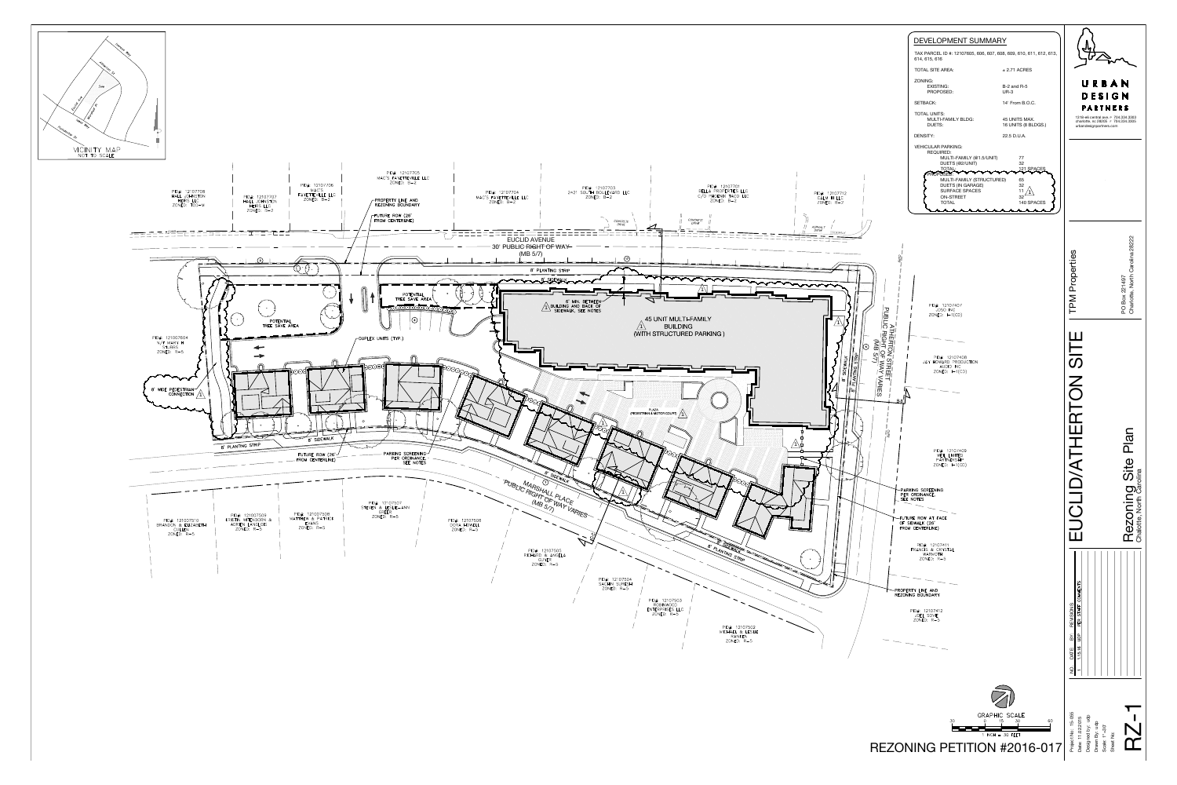## DEVELOPMENT SUMMARY

TAX PARCEL ID #: 12107605, 606, 607, 608, 609, 610, 611, 612, 613, 614, 615, 616

| | |
|---|---|
| TOTAL SITE AREA: | ± 2.71 ACRES |
| ZONING: EXISTING: | B-2 and R-5 |
| PROPOSED: | UR-3 |
| SETBACK: | 14' From B.O.C. |
| TOTAL UNITS: MULTI-FAMILY BLDG: | 45 UNITS MAX. |
| DUETS: | 16 UNITS (8 BLDGS.) |
| DENSITY: | 22.5 D.U.A. |

VEHICULAR PARKING:

| | |
|---|---|
| REQUIRED: MULTI-FAMILY (@1.5/UNIT) | 77 |
| DUETS (@2/UNIT) | 32 |
| TOTAL | 121 SPACES |
| PROVIDED: MULTI-FAMILY (STRUCTURED) | 65 |
| DUETS (IN GARAGE) | 32 |
| SURFACE SPACES | 11 |
| ON-STREET | 32 |
| TOTAL | 140 SPACES |

VICINITY MAP
NOT TO SCALE

EUCLID AVENUE
30' PUBLIC RIGHT OF WAY
(MB 5/7)

ATHERTON STREET
PUBLIC RIGHT OF WAY VARIES
(MB 5/7)

MARSHALL PLACE
PUBLIC RIGHT OF WAY VARIES
(MB 5/7)

45 UNIT MULTI-FAMILY BUILDING (WITH STRUCTURED PARKING)

6' MIN. BETWEEN BUILDING AND BACK OF SIDEWALK, SEE NOTES

POTENTIAL TREE SAVE AREA

DUPLEX UNITS (TYP.)

8' WIDE PEDESTRIAN CONNECTION

PLAZA (PEDESTRIAN & MOTOR COURT)

PARKING SCREENING PER ORDINANCE, SEE NOTES

FUTURE ROW (26' FROM CENTERLINE)

FUTURE ROW AT FACE OF SIDEWALK (26' FROM CENTERLINE)

PROPERTY LINE AND REZONING BOUNDARY

8' PLANTING STRIP

8' SIDEWALK

PID#: 12107708 HALL JOHNSTON HEIRS LLC ZONED: TOD-M

PID#: 12107707 HALL JOHNSTON HEIRS LLC ZONED: B-2

PID#: 12107706 MAC'S FAYETTEVILLE LLC ZONED: B-2

PID#: 12107705 MAC'S FAYETTEVILLE LLC ZONED: B-2

PID#: 12107704 MAC'S FAYETTEVILLE LLC ZONED: B-2

PID#: 12107703 2421 SOUTH BOULEVARD LLC ZONED: B-2

PID#: 12107701 BELLA PROPERTIES LLC C/O PHOENIX TACO LLC ZONED: B-2

PID#: 12107712 CALM III LLC ZONED: B-2

PID#: 12107604 N/F MARY H STUBBS ZONED: R-5

PID#: 12107407 JOSO INC ZONED: I-1(CD)

PID#: 12107408 JOY HOWARD PRODUCTION AUDIO INC ZONED: I-1(CD)

PID#: 12107409 VIEW LIMITED PARTNERSHIP ZONED: I-1(CD)

PID#: 12107411 FRANCIS & CRYSTAL WARNOTH ZONED: R-5

PID#: 12107412 JOEL SOYE ZONED: R-5

PID#: 12107510 BRANDON & ELIZABETH CULLEN ZONED: R-5

PID#: 12107509 KRISTIN WITTENBORN & ADRIEN LAVELOIE ZONED: R-5

PID#: 12107508 MATTHEW & PATRICE EVANS ZONED: R-5

PID#: 12107507 STEVEN & LESLIE-ANN GREER ZONED: R-5

PID#: 12107506 DORA HOWELL ZONED: R-5

PID#: 12107505 RICHARD & ANGELA GUYER ZONED: R-5

PID#: 12107504 SACHIN SURESH ZONED: R-5

PID#: 12107503 ROBINWOOD ENTERPRISES LLC ZONED: R-5

PID#: 12107502 MICHAEL & LESLIE WANDER ZONED: R-5

GRAPHIC SCALE 30 0 15 30 60
1 INCH = 30 FEET

REZONING PETITION #2016-017

URBAN DESIGN PARTNERS
1318-e6 central ave. P 704.334.3303
charlotte, nc 28205 F 704.334.3305
urbandesignpartners.com

TPM Properties
PO Box 221497
Charlotte, North Carolina 28222

# EUCLID/ATHERTON SITE

Rezoning Site Plan
Charlotte, North Carolina

| NO. | DATE | BY: | REVISIONS: |
|---|---|---|---|
| 1 | 1.15.16 | UDP | PER STAFF COMMENTS |

Project No: 15-055
Date: 11.02.2015
Designed by: UDP
Drawn By: UDP
Scale: 1"=30'
Sheet No:

RZ-1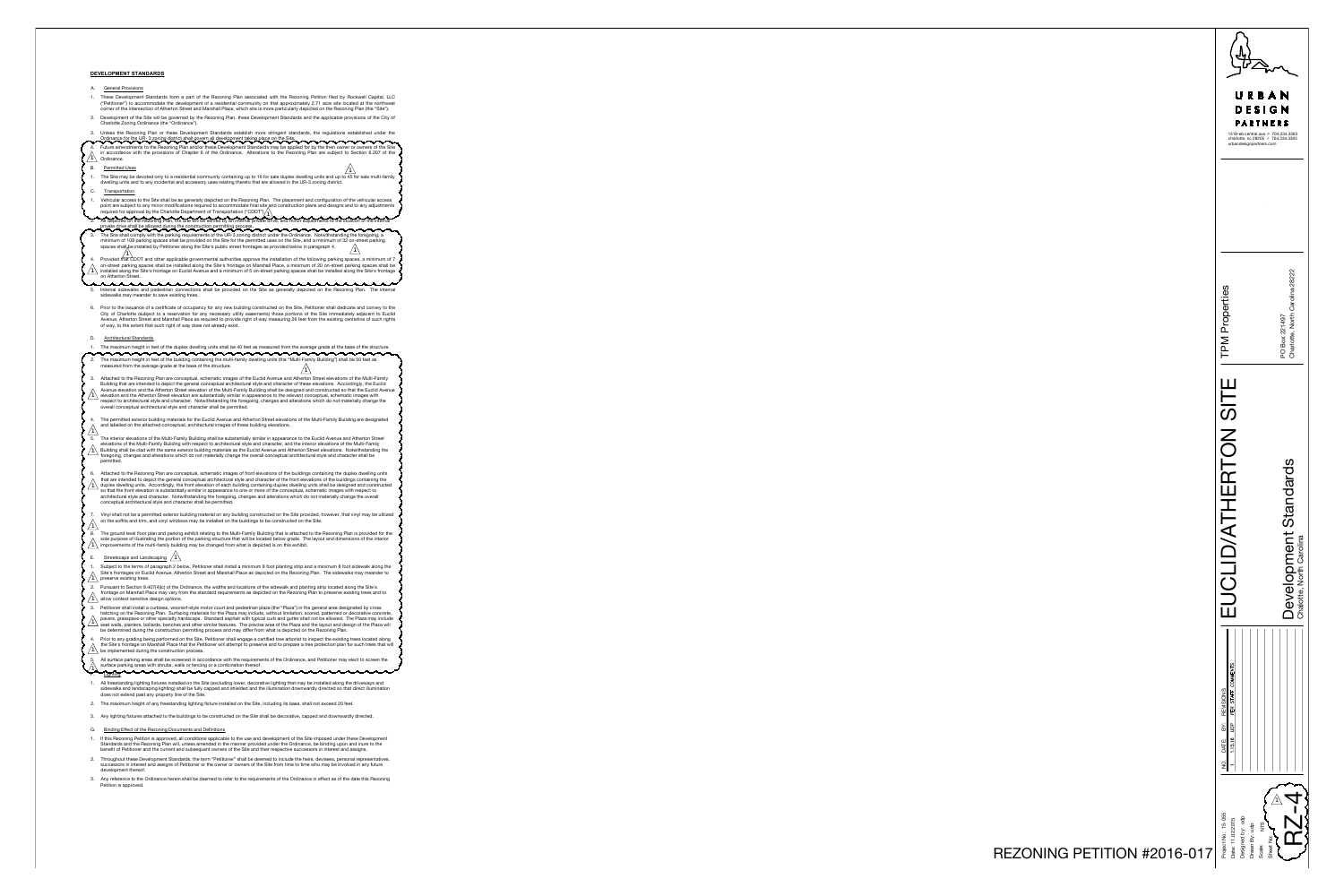## DEVELOPMENT STANDARDS

A. General Provisions

1. These Development Standards form a part of the Rezoning Plan associated with the Rezoning Petition filed by Rockwell Capital, LLC ("Petitioner") to accommodate the development of a residential community on that approximately 2.71 acre site located at the northwest corner of the intersection of Atherton Street and Marshall Place, which site is more particularly depicted on the Rezoning Plan (the "Site").

2. Development of the Site will be governed by the Rezoning Plan, these Development Standards and the applicable provisions of the City of Charlotte Zoning Ordinance (the "Ordinance").

3. Unless the Rezoning Plan or these Development Standards establish more stringent standards, the regulations established under the Ordinance for the UR-3 zoning district shall govern all development taking place on the Site.

4. Future amendments to the Rezoning Plan and/or these Development Standards may be applied for by the then owner or owners of the Site in accordance with the provisions of Chapter 6 of the Ordinance. Alterations to the Rezoning Plan are subject to Section 6.207 of the Ordinance.

B. Permitted Uses

1. The Site may be devoted only to a residential community containing up to 16 for sale duplex dwelling units and up to 45 for sale multi-family dwelling units and to any incidental and accessory uses relating thereto that are allowed in the UR-3 zoning district.

C. Transportation

1. Vehicular access to the Site shall be as generally depicted on the Rezoning Plan. The placement and configuration of the vehicular access point are subject to any minor modifications required to accommodate final site and construction plans and designs and to any adjustments required for approval by the Charlotte Department of Transportation ("CDOT").

2. As depicted on the Rezoning Plan, the internal drive on the Site shall be a private drive, and minor adjustments to the location of the internal private drive shall be allowed during the construction permitting process.

3. The Site shall comply with the parking requirements of the UR-3 zoning district under the Ordinance. Notwithstanding the foregoing, a minimum of 108 parking spaces shall be provided on the Site for the permitted uses on the Site, and a minimum of 32 on-street parking spaces shall be installed by Petitioner along the Site's public street frontages as provided below in paragraph 4.

4. Provided that CDOT and other applicable governmental authorities approve the installation of the following parking spaces, a minimum of 7 on-street parking spaces shall be installed along the Site's frontage on Marshall Place, a minimum of 20 on-street parking spaces shall be installed along the Site's frontage on Euclid Avenue and a minimum of 5 on-street parking spaces shall be installed along the Site's frontage on Atherton Street.

5. Internal sidewalks and pedestrian connections shall be provided on the Site as generally depicted on the Rezoning Plan. The internal sidewalks may meander to save existing trees.

6. Prior to the issuance of a certificate of occupancy for any new building constructed on the Site, Petitioner shall dedicate and convey to the City of Charlotte (subject to a reservation for any necessary utility easements) those portions of the Site immediately adjacent to Euclid Avenue, Atherton Street and Marshall Place as required to provide right of way measuring 26 feet from the existing centerline of such rights of way, to the extent that such right of way does not already exist.

D. Architectural Standards

1. The maximum height in feet of the duplex dwelling units shall be 40 feet as measured from the average grade at the base of the structure.

2. The maximum height in feet of the building containing the multi-family dwelling units (the "Multi-Family Building") shall be 50 feet as measured from the average grade at the base of the structure.

3. Attached to the Rezoning Plan are conceptual, schematic images of the Euclid Avenue and Atherton Street elevations of the Multi-Family Building that are intended to depict the general conceptual architectural style and character of these elevations. Accordingly, the Euclid Avenue elevation and the Atherton Street elevation of the Multi-Family Building shall be designed and constructed so that the Euclid Avenue elevation and the Atherton Street elevation are substantially similar in appearance to the relevant conceptual, schematic images with respect to architectural style and character. Notwithstanding the foregoing, changes and alterations which do not materially change the overall conceptual architectural style and character shall be permitted.

4. The permitted exterior building materials for the Euclid Avenue and Atherton Street elevations of the Multi-Family Building are designated and labelled on the attached conceptual, architectural images of these building elevations.

5. The interior elevations of the Multi-Family Building shall be substantially similar in appearance to the Euclid Avenue and Atherton Street elevations of the Multi-Family Building with respect to architectural style and character, and the interior elevations of the Multi-Family Building shall be clad with the same exterior building materials as the Euclid Avenue and Atherton Street elevations. Notwithstanding the foregoing, changes and alterations which do not materially change the overall conceptual architectural style and character shall be permitted.

6. Attached to the Rezoning Plan are conceptual, schematic images of front elevations of the buildings containing the duplex dwelling units that are intended to depict the general conceptual architectural style and character of the front elevations of the buildings containing the duplex dwelling units. Accordingly, the front elevation of each building containing duplex dwelling units shall be designed and constructed so that the front elevation is substantially similar in appearance to one or more of the conceptual, schematic images with respect to architectural style and character. Notwithstanding the foregoing, changes and alterations which do not materially change the overall conceptual architectural style and character shall be permitted.

7. Vinyl shall not be a permitted exterior building material on any building constructed on the Site provided, however, that vinyl may be utilized on the soffits and trim, and vinyl windows may be installed on the buildings to be constructed on the Site.

8. The ground level floor plan and parking exhibit relating to the Multi-Family Building that is attached to the Rezoning Plan is provided for the sole purpose of illustrating the portion of the parking structure that will be located below grade. The layout and dimensions of the interior improvements of the multi-family building may be changed from what is depicted is on this exhibit.

E. Streetscape and Landscaping

1. Subject to the terms of paragraph 2 below, Petitioner shall install a minimum 8 foot planting strip and a minimum 8 foot sidewalk along the Site's frontages on Euclid Avenue, Atherton Street and Marshall Place as depicted on the Rezoning Plan. The sidewalks may meander to preserve existing trees.

2. Pursuant to Section 9.407(4)(c) of the Ordinance, the widths and locations of the sidewalk and planting strip located along the Site's frontage on Marshall Place may vary from the standard requirements as depicted on the Rezoning Plan to preserve existing trees and to allow context sensitive design options.

3. Petitioner shall install a curbless, woonerf-style motor court and pedestrian plaza (the "Plaza") in the general area designated by cross hatching on the Rezoning Plan. Surfacing materials for the Plaza may include, without limitation, scored, patterned or decorative concrete, pavers, grasspave or other specialty hardscape. Standard asphalt with typical curb and gutter shall not be allowed. The Plaza may include seat walls, planters, bollards, benches and other similar features. The precise area of the Plaza and the layout and design of the Plaza will be determined during the construction permitting process and may differ from what is depicted on the Rezoning Plan.

4. Prior to any grading being performed on the Site, Petitioner shall engage a certified tree arborist to inspect the existing trees located along the Site's frontage on Marshall Place that the Petitioner will attempt to preserve and to prepare a tree protection plan for such trees that will be implemented during the construction process.

5. All surface parking areas shall be screened in accordance with the requirements of the Ordinance, and Petitioner may elect to screen the surface parking areas with shrubs, walls or fencing or a combination thereof.

F. Lighting

1. All freestanding lighting fixtures installed on the Site (excluding lower, decorative lighting that may be installed along the driveways and sidewalks and landscaping lighting) shall be fully capped and shielded and the illumination downwardly directed so that direct illumination does not extend past any property line of the Site.

2. The maximum height of any freestanding lighting fixture installed on the Site, including its base, shall not exceed 20 feet.

3. Any lighting fixtures attached to the buildings to be constructed on the Site shall be decorative, capped and downwardly directed.

G. Binding Effect of the Rezoning Documents and Definitions

1. If this Rezoning Petition is approved, all conditions applicable to the use and development of the Site imposed under these Development Standards and the Rezoning Plan will, unless amended in the manner provided under the Ordinance, be binding upon and inure to the benefit of Petitioner and the current and subsequent owners of the Site and their respective successors in interest and assigns.

2. Throughout these Development Standards, the term "Petitioner" shall be deemed to include the heirs, devisees, personal representatives, successors in interest and assigns of Petitioner or the owner or owners of the Site from time to time who may be involved in any future development thereof.

3. Any reference to the Ordinance herein shall be deemed to refer to the requirements of the Ordinance in effect as of the date this Rezoning Petition is approved.

REZONING PETITION #2016-017

URBAN DESIGN PARTNERS

1318-e6 central ave. P 704.334.3303
charlotte, nc 28205 F 704.334.3305
urbandesignpartners.com

TPM Properties

PO Box 221497
Charlotte, North Carolina 28222

# EUCLID/ATHERTON SITE

## Development Standards

Charlotte, North Carolina

| NO. | DATE | BY: | REVISIONS: |
|---|---|---|---|
| 1 | 1.15.16 | UDP | PER STAFF COMMENTS |

Project No.: 15-055
Date: 11.02.2015
Designed by: udp
Drawn By: udp
Scale: NTS
Sheet No.:

RZ-4